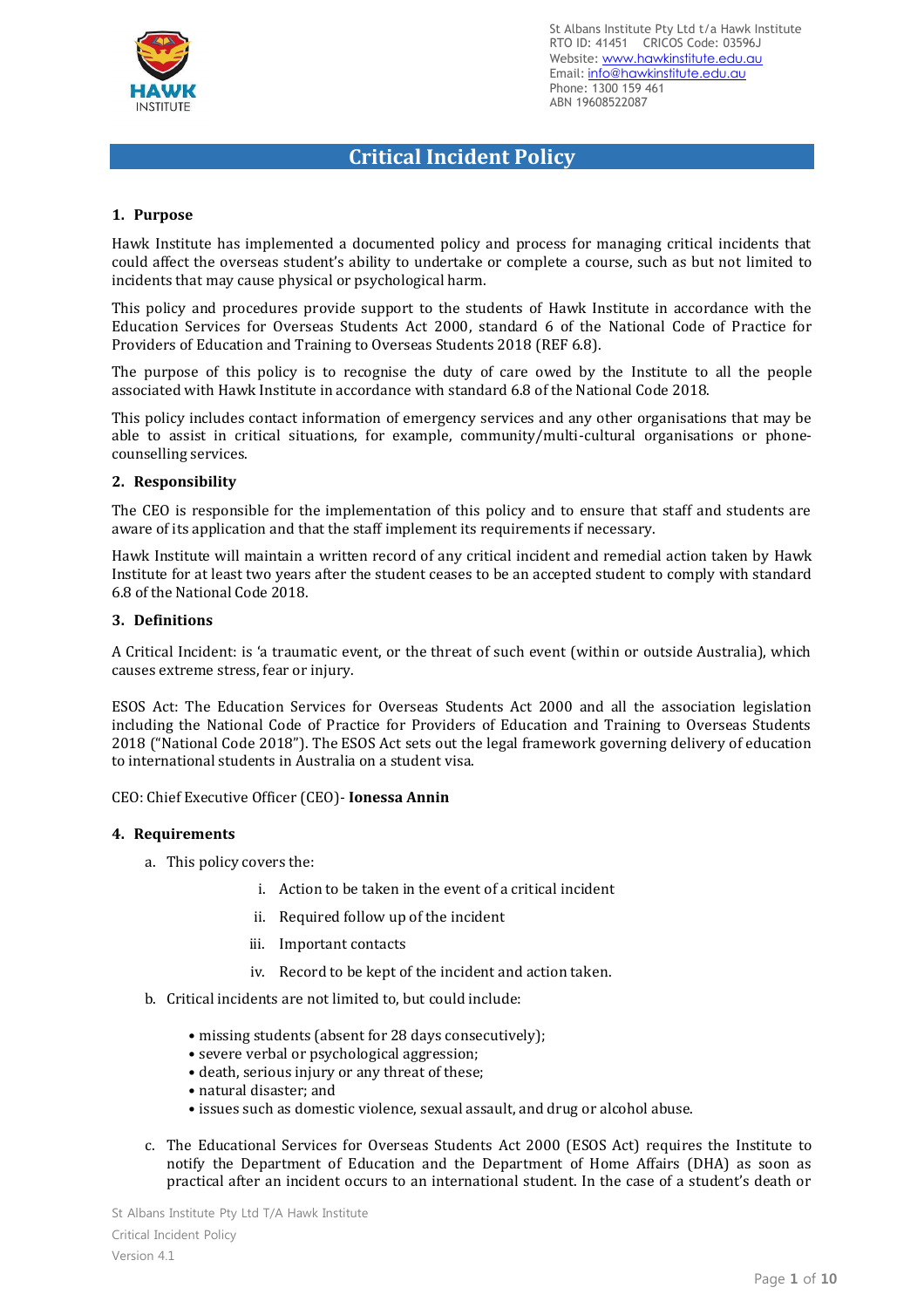St Albans Institute Pty Ltd t/a Hawk Institute
RTO ID: 41451 CRICOS Code: 03596J
Website: www.hawkinstitute.edu.au
Email: info@hawkinstitute.edu.au
Phone: 1300 159 461
ABN 19608522087

# Critical Incident Policy

## 1. Purpose

Hawk Institute has implemented a documented policy and process for managing critical incidents that could affect the overseas student's ability to undertake or complete a course, such as but not limited to incidents that may cause physical or psychological harm.

This policy and procedures provide support to the students of Hawk Institute in accordance with the Education Services for Overseas Students Act 2000, standard 6 of the National Code of Practice for Providers of Education and Training to Overseas Students 2018 (REF 6.8).

The purpose of this policy is to recognise the duty of care owed by the Institute to all the people associated with Hawk Institute in accordance with standard 6.8 of the National Code 2018.

This policy includes contact information of emergency services and any other organisations that may be able to assist in critical situations, for example, community/multi-cultural organisations or phone-counselling services.

## 2. Responsibility

The CEO is responsible for the implementation of this policy and to ensure that staff and students are aware of its application and that the staff implement its requirements if necessary.

Hawk Institute will maintain a written record of any critical incident and remedial action taken by Hawk Institute for at least two years after the student ceases to be an accepted student to comply with standard 6.8 of the National Code 2018.

## 3. Definitions

A Critical Incident: is 'a traumatic event, or the threat of such event (within or outside Australia), which causes extreme stress, fear or injury.

ESOS Act: The Education Services for Overseas Students Act 2000 and all the association legislation including the National Code of Practice for Providers of Education and Training to Overseas Students 2018 ("National Code 2018"). The ESOS Act sets out the legal framework governing delivery of education to international students in Australia on a student visa.

CEO: Chief Executive Officer (CEO)- **Ionessa Annin**

## 4. Requirements

a. This policy covers the:

   i. Action to be taken in the event of a critical incident

   ii. Required follow up of the incident

   iii. Important contacts

   iv. Record to be kept of the incident and action taken.

b. Critical incidents are not limited to, but could include:

   - missing students (absent for 28 days consecutively);
   - severe verbal or psychological aggression;
   - death, serious injury or any threat of these;
   - natural disaster; and
   - issues such as domestic violence, sexual assault, and drug or alcohol abuse.

c. The Educational Services for Overseas Students Act 2000 (ESOS Act) requires the Institute to notify the Department of Education and the Department of Home Affairs (DHA) as soon as practical after an incident occurs to an international student. In the case of a student's death or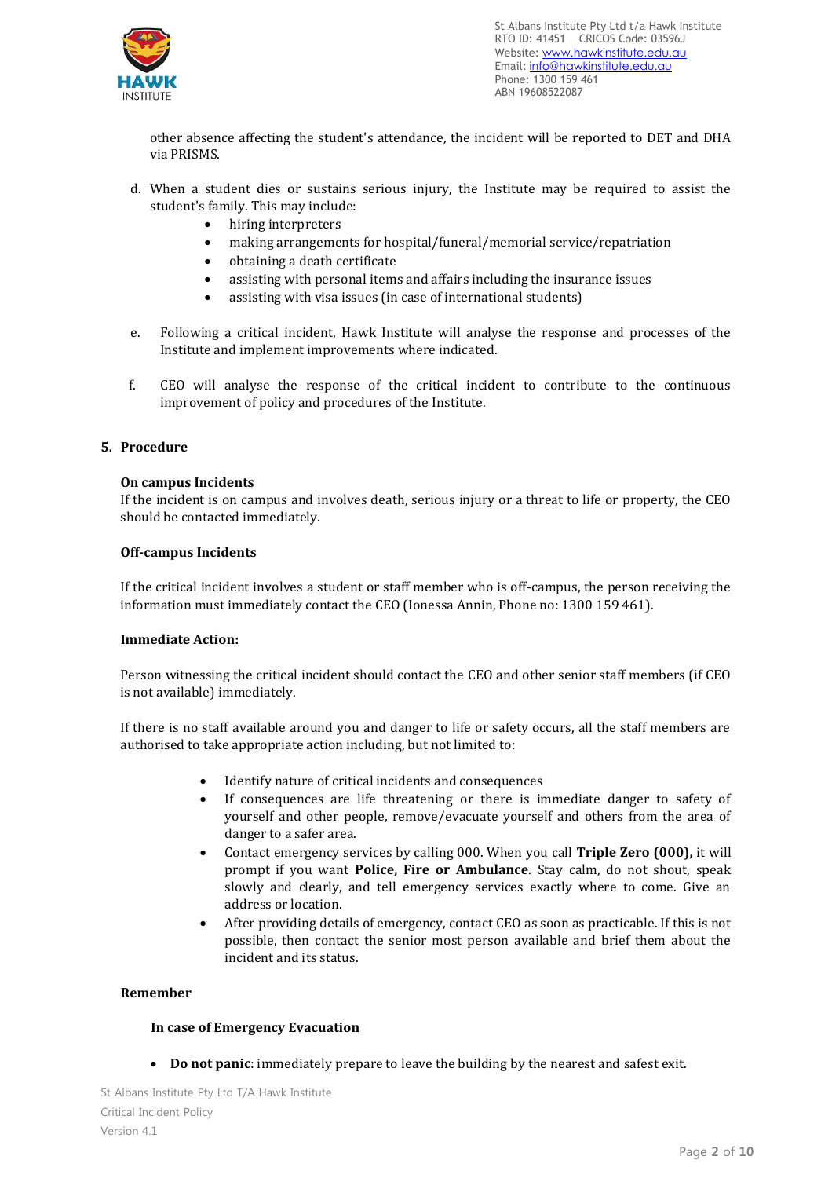other absence affecting the student's attendance, the incident will be reported to DET and DHA via PRISMS.

d. When a student dies or sustains serious injury, the Institute may be required to assist the student's family. This may include:
    - hiring interpreters
    - making arrangements for hospital/funeral/memorial service/repatriation
    - obtaining a death certificate
    - assisting with personal items and affairs including the insurance issues
    - assisting with visa issues (in case of international students)

e. Following a critical incident, Hawk Institute will analyse the response and processes of the Institute and implement improvements where indicated.

f. CEO will analyse the response of the critical incident to contribute to the continuous improvement of policy and procedures of the Institute.

## 5. Procedure

**On campus Incidents**

If the incident is on campus and involves death, serious injury or a threat to life or property, the CEO should be contacted immediately.

**Off-campus Incidents**

If the critical incident involves a student or staff member who is off-campus, the person receiving the information must immediately contact the CEO (Ionessa Annin, Phone no: 1300 159 461).

**Immediate Action:**

Person witnessing the critical incident should contact the CEO and other senior staff members (if CEO is not available) immediately.

If there is no staff available around you and danger to life or safety occurs, all the staff members are authorised to take appropriate action including, but not limited to:

- Identify nature of critical incidents and consequences
- If consequences are life threatening or there is immediate danger to safety of yourself and other people, remove/evacuate yourself and others from the area of danger to a safer area.
- Contact emergency services by calling 000. When you call **Triple Zero (000),** it will prompt if you want **Police, Fire or Ambulance**. Stay calm, do not shout, speak slowly and clearly, and tell emergency services exactly where to come. Give an address or location.
- After providing details of emergency, contact CEO as soon as practicable. If this is not possible, then contact the senior most person available and brief them about the incident and its status.

**Remember**

**In case of Emergency Evacuation**

- **Do not panic**: immediately prepare to leave the building by the nearest and safest exit.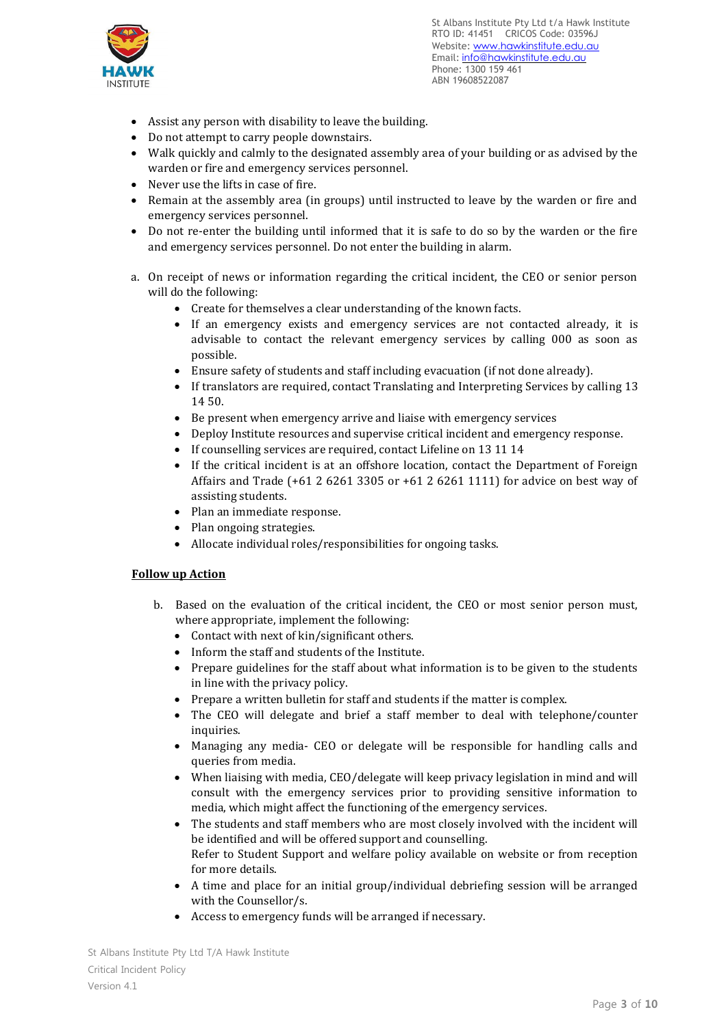- Assist any person with disability to leave the building.
- Do not attempt to carry people downstairs.
- Walk quickly and calmly to the designated assembly area of your building or as advised by the warden or fire and emergency services personnel.
- Never use the lifts in case of fire.
- Remain at the assembly area (in groups) until instructed to leave by the warden or fire and emergency services personnel.
- Do not re-enter the building until informed that it is safe to do so by the warden or the fire and emergency services personnel. Do not enter the building in alarm.

a. On receipt of news or information regarding the critical incident, the CEO or senior person will do the following:
    - Create for themselves a clear understanding of the known facts.
    - If an emergency exists and emergency services are not contacted already, it is advisable to contact the relevant emergency services by calling 000 as soon as possible.
    - Ensure safety of students and staff including evacuation (if not done already).
    - If translators are required, contact Translating and Interpreting Services by calling 13 14 50.
    - Be present when emergency arrive and liaise with emergency services
    - Deploy Institute resources and supervise critical incident and emergency response.
    - If counselling services are required, contact Lifeline on 13 11 14
    - If the critical incident is at an offshore location, contact the Department of Foreign Affairs and Trade (+61 2 6261 3305 or +61 2 6261 1111) for advice on best way of assisting students.
    - Plan an immediate response.
    - Plan ongoing strategies.
    - Allocate individual roles/responsibilities for ongoing tasks.

**Follow up Action**

b. Based on the evaluation of the critical incident, the CEO or most senior person must, where appropriate, implement the following:
    - Contact with next of kin/significant others.
    - Inform the staff and students of the Institute.
    - Prepare guidelines for the staff about what information is to be given to the students in line with the privacy policy.
    - Prepare a written bulletin for staff and students if the matter is complex.
    - The CEO will delegate and brief a staff member to deal with telephone/counter inquiries.
    - Managing any media- CEO or delegate will be responsible for handling calls and queries from media.
    - When liaising with media, CEO/delegate will keep privacy legislation in mind and will consult with the emergency services prior to providing sensitive information to media, which might affect the functioning of the emergency services.
    - The students and staff members who are most closely involved with the incident will be identified and will be offered support and counselling.
      Refer to Student Support and welfare policy available on website or from reception for more details.
    - A time and place for an initial group/individual debriefing session will be arranged with the Counsellor/s.
    - Access to emergency funds will be arranged if necessary.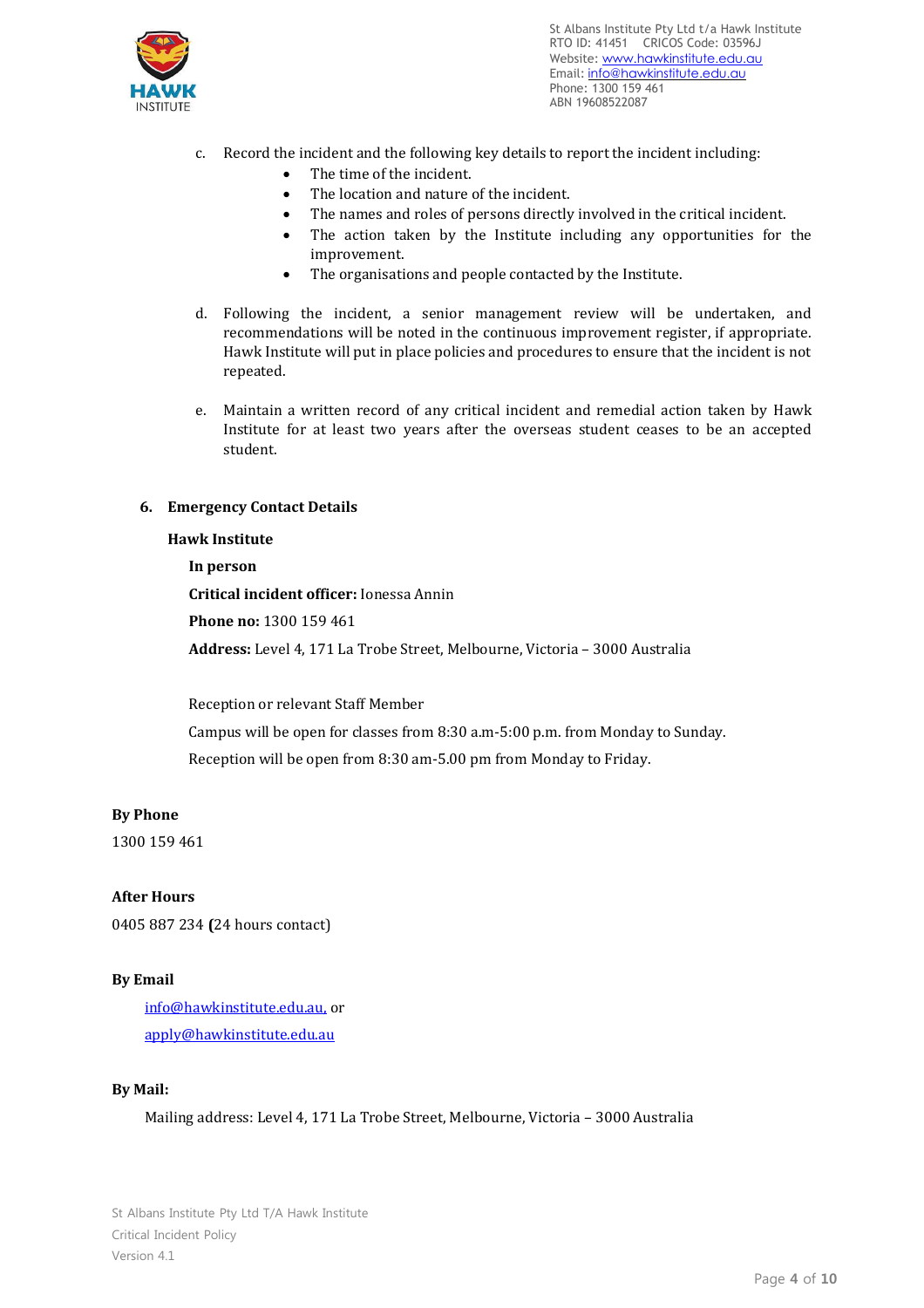c. Record the incident and the following key details to report the incident including:
    - The time of the incident.
    - The location and nature of the incident.
    - The names and roles of persons directly involved in the critical incident.
    - The action taken by the Institute including any opportunities for the improvement.
    - The organisations and people contacted by the Institute.

d. Following the incident, a senior management review will be undertaken, and recommendations will be noted in the continuous improvement register, if appropriate. Hawk Institute will put in place policies and procedures to ensure that the incident is not repeated.

e. Maintain a written record of any critical incident and remedial action taken by Hawk Institute for at least two years after the overseas student ceases to be an accepted student.

## 6. Emergency Contact Details

**Hawk Institute**

**In person**

**Critical incident officer:** Ionessa Annin

**Phone no:** 1300 159 461

**Address:** Level 4, 171 La Trobe Street, Melbourne, Victoria – 3000 Australia

Reception or relevant Staff Member

Campus will be open for classes from 8:30 a.m-5:00 p.m. from Monday to Sunday.

Reception will be open from 8:30 am-5.00 pm from Monday to Friday.

**By Phone**

1300 159 461

**After Hours**

0405 887 234 **(**24 hours contact)

**By Email**

info@hawkinstitute.edu.au, or

apply@hawkinstitute.edu.au

**By Mail:**

Mailing address: Level 4, 171 La Trobe Street, Melbourne, Victoria – 3000 Australia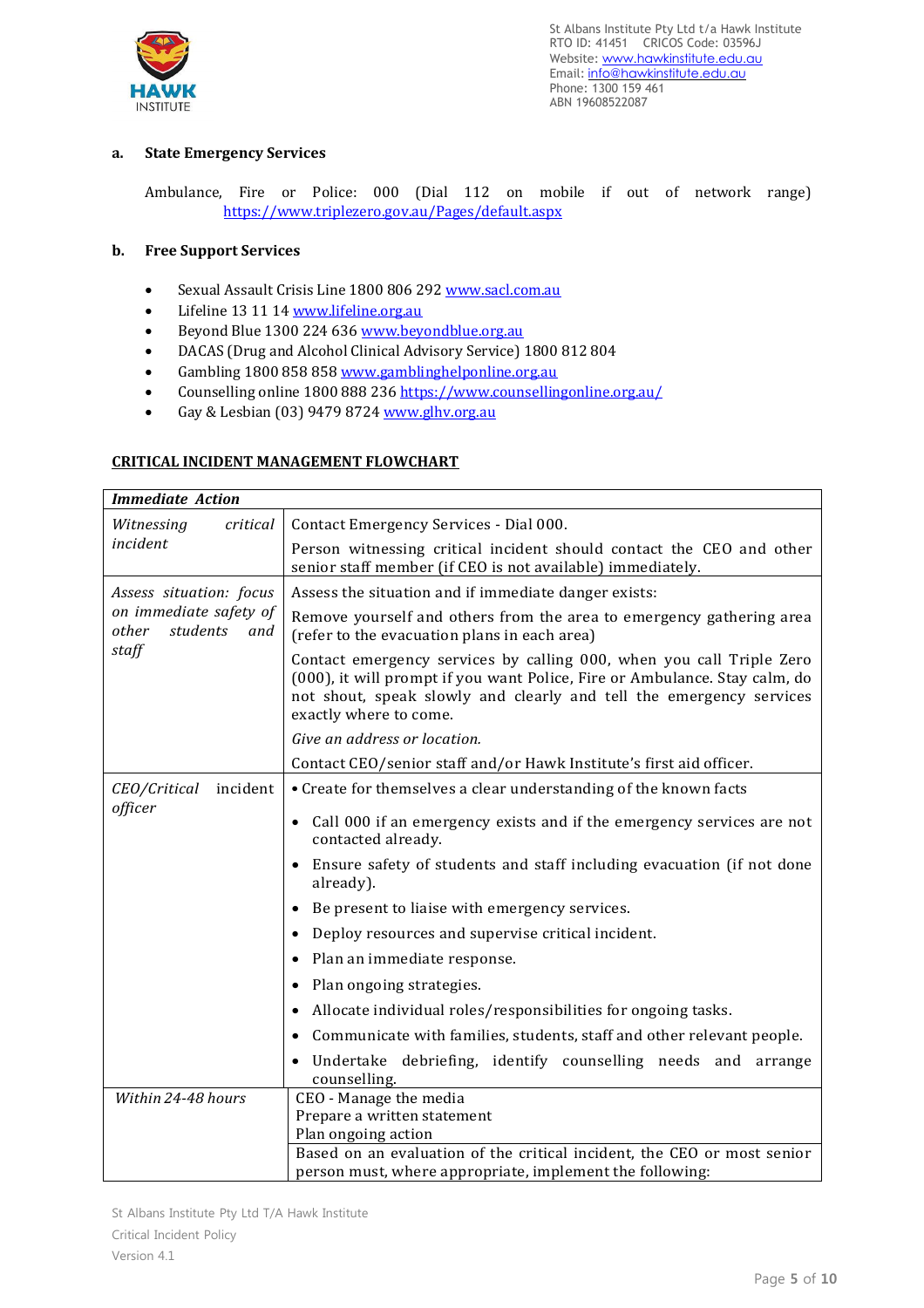**a. State Emergency Services**

Ambulance, Fire or Police: 000 (Dial 112 on mobile if out of network range) https://www.triplezero.gov.au/Pages/default.aspx

**b. Free Support Services**

- Sexual Assault Crisis Line 1800 806 292 www.sacl.com.au
- Lifeline 13 11 14 www.lifeline.org.au
- Beyond Blue 1300 224 636 www.beyondblue.org.au
- DACAS (Drug and Alcohol Clinical Advisory Service) 1800 812 804
- Gambling 1800 858 858 www.gamblinghelponline.org.au
- Counselling online 1800 888 236 https://www.counsellingonline.org.au/
- Gay & Lesbian (03) 9479 8724 www.glhv.org.au

**CRITICAL INCIDENT MANAGEMENT FLOWCHART**

| ***Immediate Action*** | |
|---|---|
| *Witnessing critical incident* | Contact Emergency Services - Dial 000.<br><br>Person witnessing critical incident should contact the CEO and other senior staff member (if CEO is not available) immediately. |
| *Assess situation: focus on immediate safety of other students and staff* | Assess the situation and if immediate danger exists:<br><br>Remove yourself and others from the area to emergency gathering area (refer to the evacuation plans in each area)<br><br>Contact emergency services by calling 000, when you call Triple Zero (000), it will prompt if you want Police, Fire or Ambulance. Stay calm, do not shout, speak slowly and clearly and tell the emergency services exactly where to come.<br><br>*Give an address or location.*<br><br>Contact CEO/senior staff and/or Hawk Institute's first aid officer. |
| *CEO/Critical incident officer* | • Create for themselves a clear understanding of the known facts<br>• Call 000 if an emergency exists and if the emergency services are not contacted already.<br>• Ensure safety of students and staff including evacuation (if not done already).<br>• Be present to liaise with emergency services.<br>• Deploy resources and supervise critical incident.<br>• Plan an immediate response.<br>• Plan ongoing strategies.<br>• Allocate individual roles/responsibilities for ongoing tasks.<br>• Communicate with families, students, staff and other relevant people.<br>• Undertake debriefing, identify counselling needs and arrange counselling. |
| *Within 24-48 hours* | CEO - Manage the media<br>Prepare a written statement<br>Plan ongoing action |
| | Based on an evaluation of the critical incident, the CEO or most senior person must, where appropriate, implement the following: |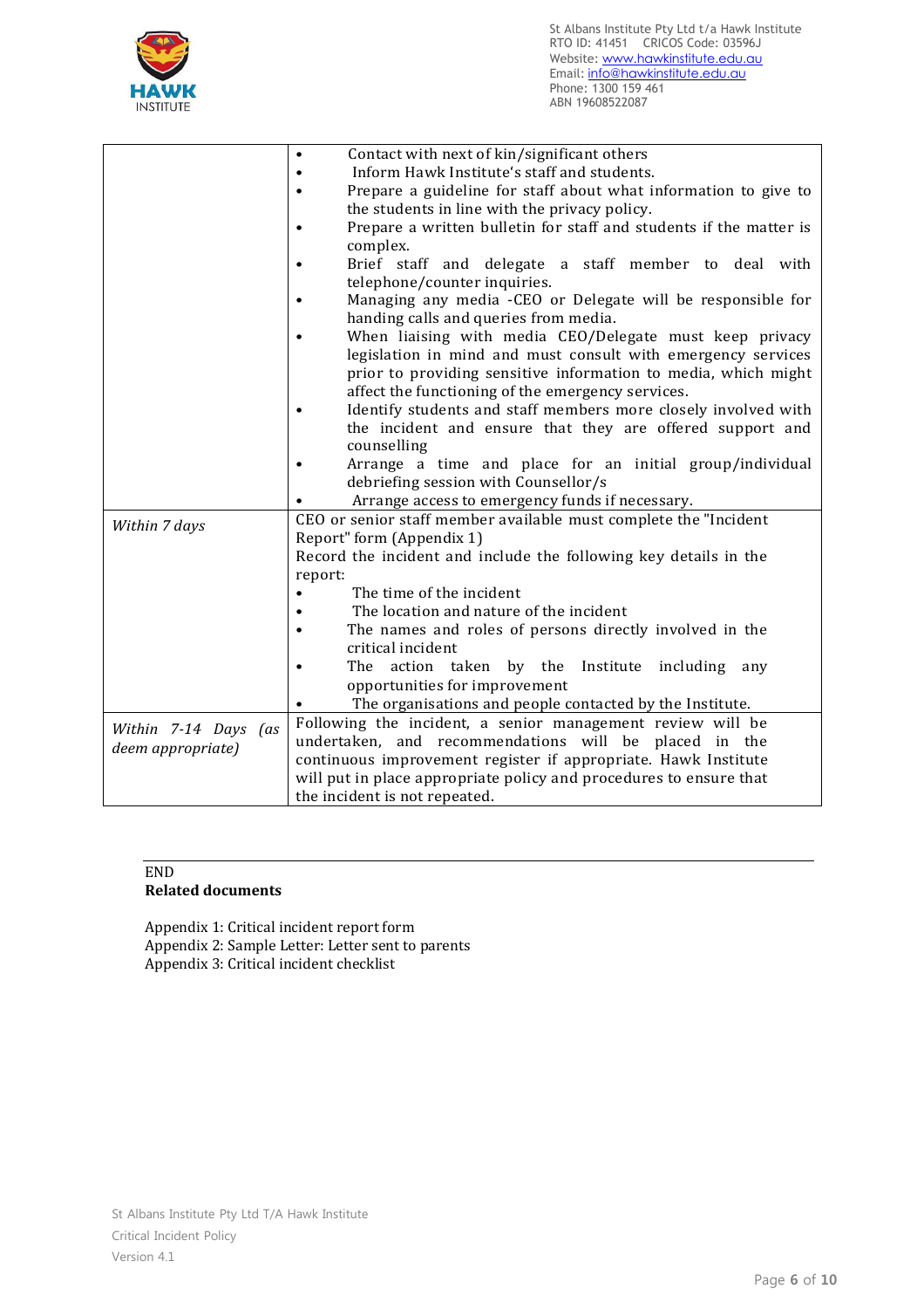| | |
|---|---|
| | • Contact with next of kin/significant others<br>• Inform Hawk Institute's staff and students.<br>• Prepare a guideline for staff about what information to give to the students in line with the privacy policy.<br>• Prepare a written bulletin for staff and students if the matter is complex.<br>• Brief staff and delegate a staff member to deal with telephone/counter inquiries.<br>• Managing any media -CEO or Delegate will be responsible for handing calls and queries from media.<br>• When liaising with media CEO/Delegate must keep privacy legislation in mind and must consult with emergency services prior to providing sensitive information to media, which might affect the functioning of the emergency services.<br>• Identify students and staff members more closely involved with the incident and ensure that they are offered support and counselling<br>• Arrange a time and place for an initial group/individual debriefing session with Counsellor/s<br>• Arrange access to emergency funds if necessary. |
| *Within 7 days* | CEO or senior staff member available must complete the "Incident Report" form (Appendix 1)<br>Record the incident and include the following key details in the report:<br>• The time of the incident<br>• The location and nature of the incident<br>• The names and roles of persons directly involved in the critical incident<br>• The action taken by the Institute including any opportunities for improvement<br>• The organisations and people contacted by the Institute. |
| *Within 7-14 Days (as deem appropriate)* | Following the incident, a senior management review will be undertaken, and recommendations will be placed in the continuous improvement register if appropriate. Hawk Institute will put in place appropriate policy and procedures to ensure that the incident is not repeated. |

END

**Related documents**

Appendix 1: Critical incident report form
Appendix 2: Sample Letter: Letter sent to parents
Appendix 3: Critical incident checklist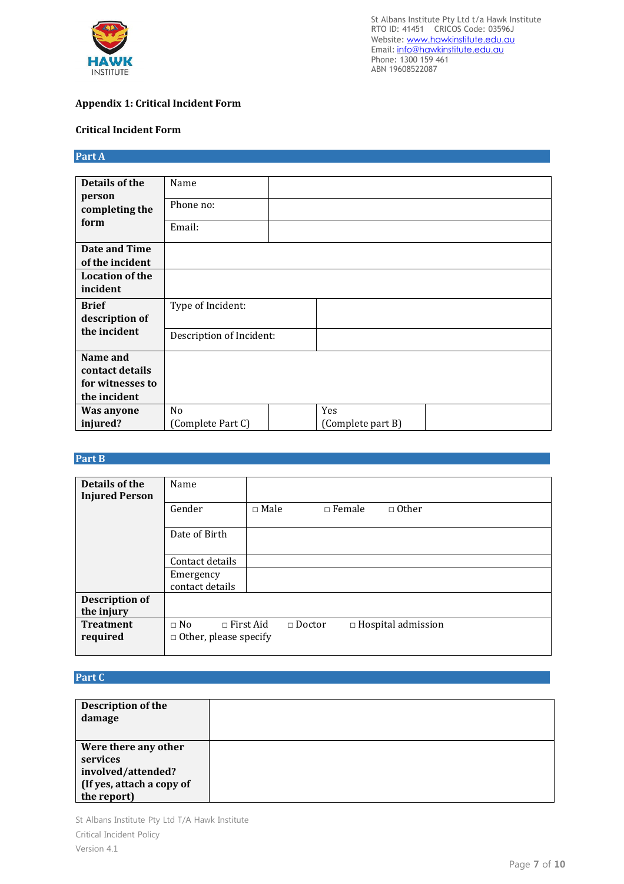### Appendix 1: Critical Incident Form

### Critical Incident Form

## Part A

| | | | | |
|---|---|---|---|---|
| **Details of the person completing the form** | Name | | | |
| | Phone no: | | | |
| | Email: | | | |
| **Date and Time of the incident** | | | | |
| **Location of the incident** | | | | |
| **Brief description of the incident** | Type of Incident: | | | |
| | Description of Incident: | | | |
| **Name and contact details for witnesses to the incident** | | | | |
| **Was anyone injured?** | No (Complete Part C) | | Yes (Complete part B) | |

## Part B

| | | |
|---|---|---|
| **Details of the Injured Person** | Name | |
| | Gender | □ Male □ Female □ Other |
| | Date of Birth | |
| | Contact details | |
| | Emergency contact details | |
| **Description of the injury** | | |
| **Treatment required** | □ No □ First Aid □ Doctor □ Hospital admission<br>□ Other, please specify | |

## Part C

| | |
|---|---|
| **Description of the damage** | |
| **Were there any other services involved/attended? (If yes, attach a copy of the report)** | |

St Albans Institute Pty Ltd T/A Hawk Institute
Critical Incident Policy
Version 4.1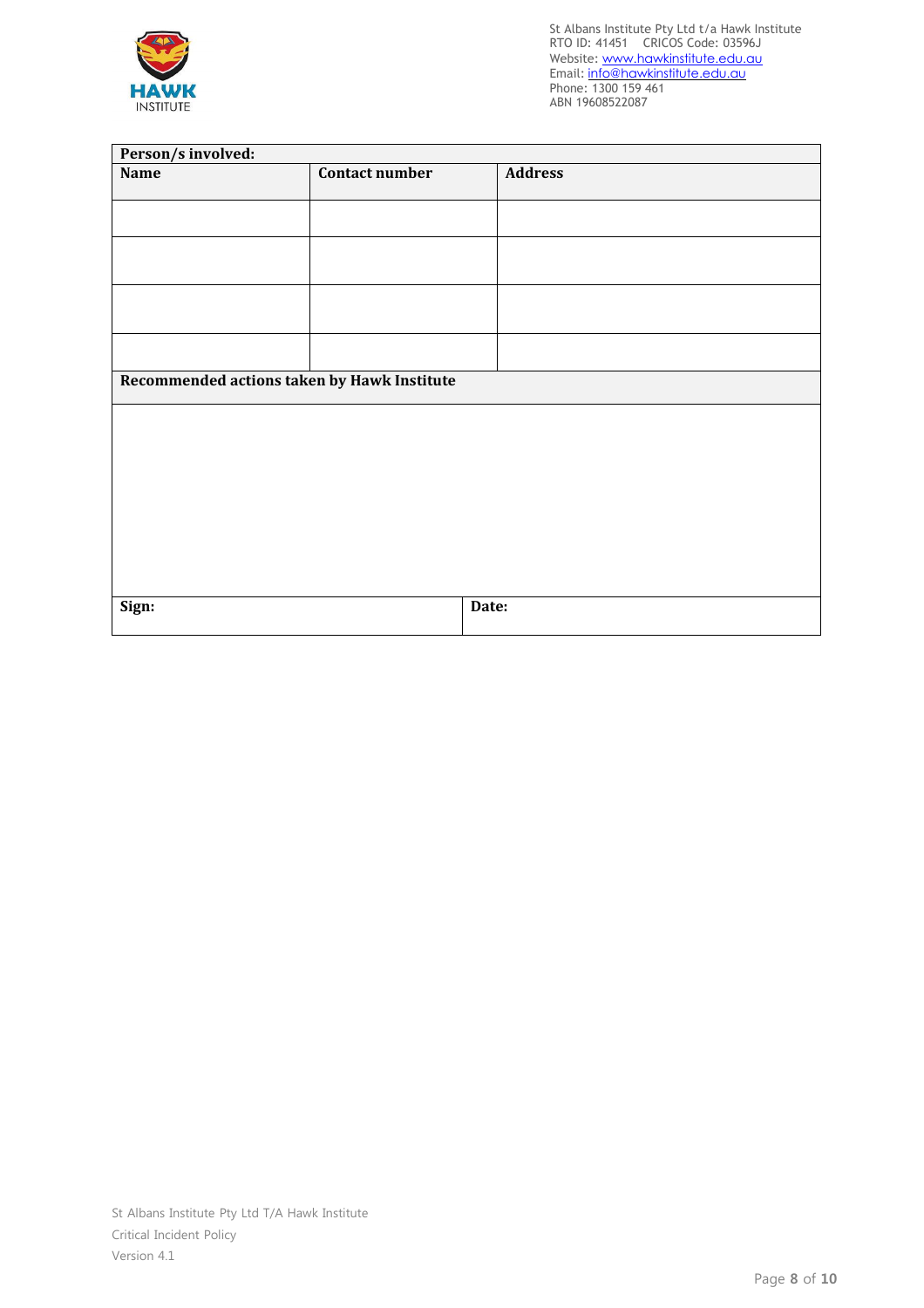| Person/s involved: | | |
|---|---|---|
| **Name** | **Contact number** | **Address** |
| | | |
| | | |
| | | |
| | | |

| Recommended actions taken by Hawk Institute | |
|---|---|
| | |
| **Sign:** | **Date:** |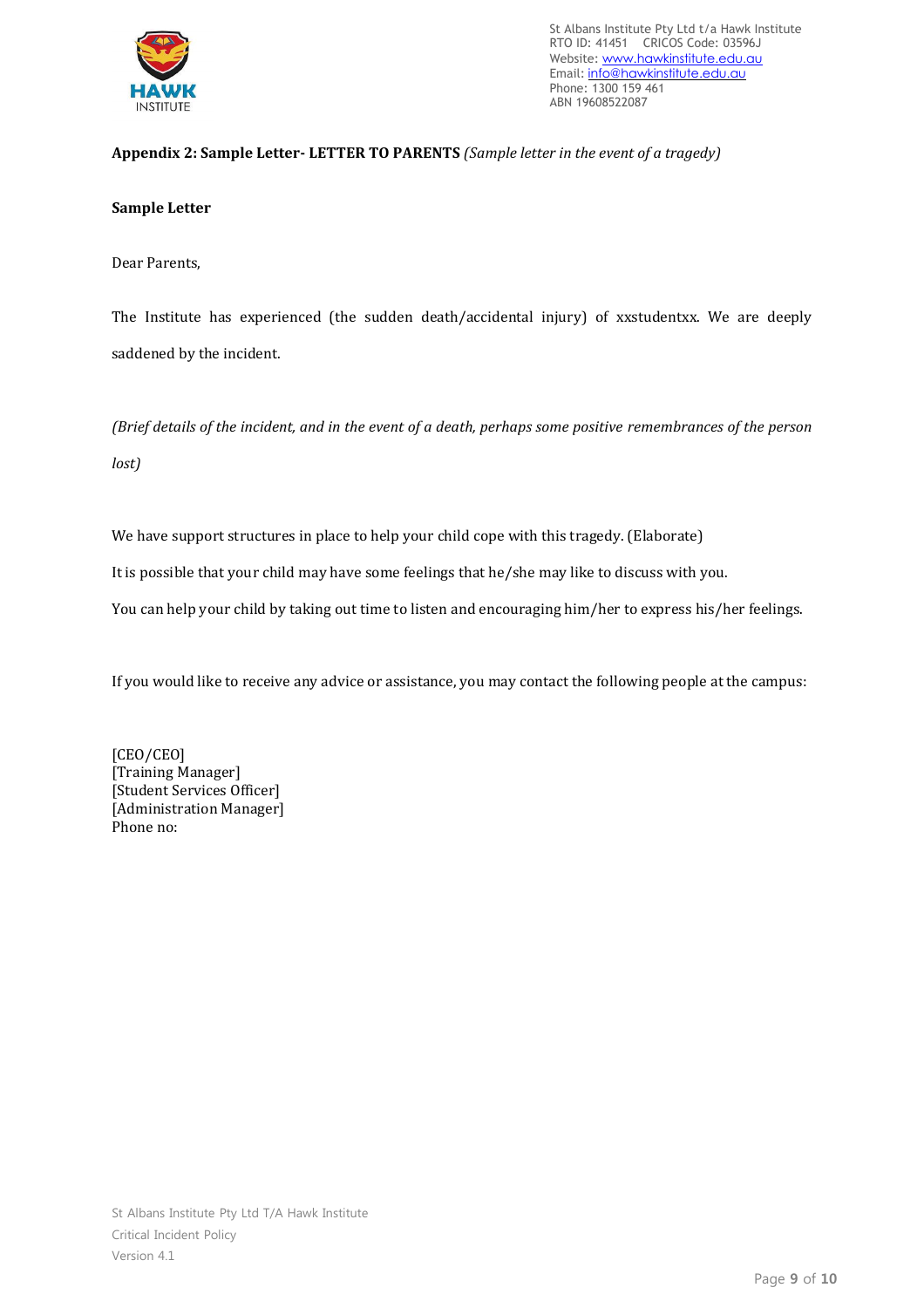**Appendix 2: Sample Letter- LETTER TO PARENTS** *(Sample letter in the event of a tragedy)*

**Sample Letter**

Dear Parents,

The Institute has experienced (the sudden death/accidental injury) of xxstudentxx. We are deeply saddened by the incident.

*(Brief details of the incident, and in the event of a death, perhaps some positive remembrances of the person lost)*

We have support structures in place to help your child cope with this tragedy. (Elaborate)

It is possible that your child may have some feelings that he/she may like to discuss with you.

You can help your child by taking out time to listen and encouraging him/her to express his/her feelings.

If you would like to receive any advice or assistance, you may contact the following people at the campus:

[CEO/CEO]
[Training Manager]
[Student Services Officer]
[Administration Manager]
Phone no: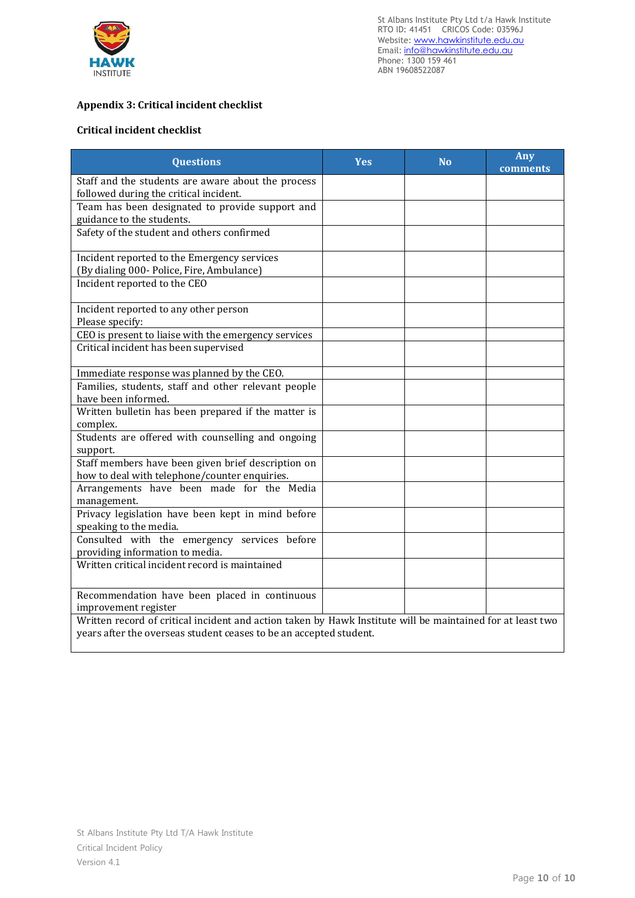### Appendix 3: Critical incident checklist

#### Critical incident checklist

| Questions | Yes | No | Any comments |
|---|---|---|---|
| Staff and the students are aware about the process followed during the critical incident. | | | |
| Team has been designated to provide support and guidance to the students. | | | |
| Safety of the student and others confirmed | | | |
| Incident reported to the Emergency services (By dialing 000- Police, Fire, Ambulance) | | | |
| Incident reported to the CEO | | | |
| Incident reported to any other person<br>Please specify: | | | |
| CEO is present to liaise with the emergency services | | | |
| Critical incident has been supervised | | | |
| Immediate response was planned by the CEO. | | | |
| Families, students, staff and other relevant people have been informed. | | | |
| Written bulletin has been prepared if the matter is complex. | | | |
| Students are offered with counselling and ongoing support. | | | |
| Staff members have been given brief description on how to deal with telephone/counter enquiries. | | | |
| Arrangements have been made for the Media management. | | | |
| Privacy legislation have been kept in mind before speaking to the media. | | | |
| Consulted with the emergency services before providing information to media. | | | |
| Written critical incident record is maintained | | | |
| Recommendation have been placed in continuous improvement register | | | |
| Written record of critical incident and action taken by Hawk Institute will be maintained for at least two years after the overseas student ceases to be an accepted student. | | | |